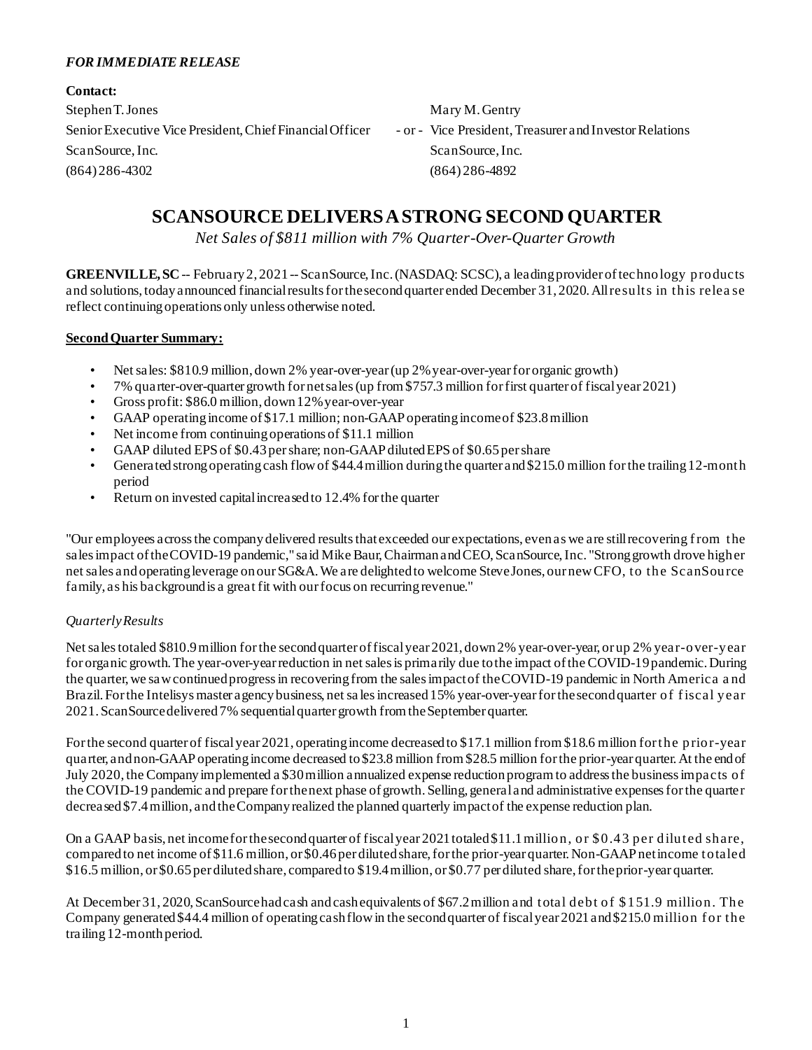***FOR IMMEDIATE RELEASE***

**Contact:**

| | | |
|---|---|---|
| Stephen T. Jones | | Mary M. Gentry |
| Senior Executive Vice President, Chief Financial Officer | - or - | Vice President, Treasurer and Investor Relations |
| ScanSource, Inc. | | ScanSource, Inc. |
| (864) 286-4302 | | (864) 286-4892 |

# SCANSOURCE DELIVERS A STRONG SECOND QUARTER

*Net Sales of $811 million with 7% Quarter-Over-Quarter Growth*

**GREENVILLE, SC** -- February 2, 2021 -- ScanSource, Inc. (NASDAQ: SCSC), a leading provider of technology products and solutions, today announced financial results for the second quarter ended December 31, 2020. All results in this release reflect continuing operations only unless otherwise noted.

**Second Quarter Summary:**

- Net sales: $810.9 million, down 2% year-over-year (up 2% year-over-year for organic growth)
- 7% quarter-over-quarter growth for net sales (up from $757.3 million for first quarter of fiscal year 2021)
- Gross profit: $86.0 million, down 12% year-over-year
- GAAP operating income of $17.1 million; non-GAAP operating income of $23.8 million
- Net income from continuing operations of $11.1 million
- GAAP diluted EPS of $0.43 per share; non-GAAP diluted EPS of $0.65 per share
- Generated strong operating cash flow of $44.4 million during the quarter and $215.0 million for the trailing 12-month period
- Return on invested capital increased to 12.4% for the quarter

"Our employees across the company delivered results that exceeded our expectations, even as we are still recovering from the sales impact of the COVID-19 pandemic," said Mike Baur, Chairman and CEO, ScanSource, Inc. "Strong growth drove higher net sales and operating leverage on our SG&A. We are delighted to welcome Steve Jones, our new CFO, to the ScanSource family, as his background is a great fit with our focus on recurring revenue."

*Quarterly Results*

Net sales totaled $810.9 million for the second quarter of fiscal year 2021, down 2% year-over-year, or up 2% year-over-year for organic growth. The year-over-year reduction in net sales is primarily due to the impact of the COVID-19 pandemic. During the quarter, we saw continued progress in recovering from the sales impact of the COVID-19 pandemic in North America and Brazil. For the Intelisys master agency business, net sales increased 15% year-over-year for the second quarter of fiscal year 2021. ScanSource delivered 7% sequential quarter growth from the September quarter.

For the second quarter of fiscal year 2021, operating income decreased to $17.1 million from $18.6 million for the prior-year quarter, and non-GAAP operating income decreased to $23.8 million from $28.5 million for the prior-year quarter. At the end of July 2020, the Company implemented a $30 million annualized expense reduction program to address the business impacts of the COVID-19 pandemic and prepare for the next phase of growth. Selling, general and administrative expenses for the quarter decreased $7.4 million, and the Company realized the planned quarterly impact of the expense reduction plan.

On a GAAP basis, net income for the second quarter of fiscal year 2021 totaled $11.1 million, or $0.43 per diluted share, compared to net income of $11.6 million, or $0.46 per diluted share, for the prior-year quarter. Non-GAAP net income totaled $16.5 million, or $0.65 per diluted share, compared to $19.4 million, or $0.77 per diluted share, for the prior-year quarter.

At December 31, 2020, ScanSource had cash and cash equivalents of $67.2 million and total debt of $151.9 million. The Company generated $44.4 million of operating cash flow in the second quarter of fiscal year 2021 and $215.0 million for the trailing 12-month period.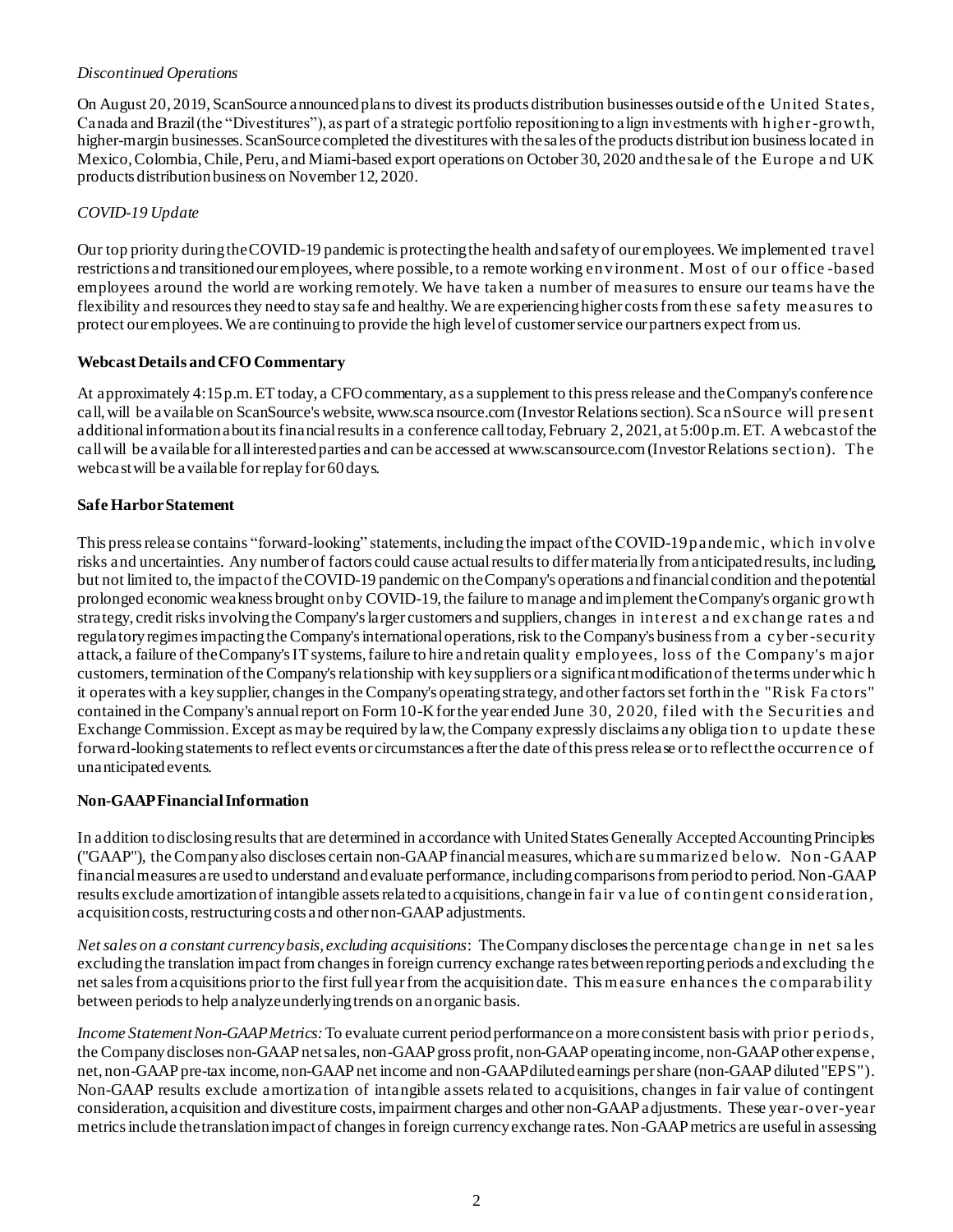*Discontinued Operations*

On August 20, 2019, ScanSource announced plans to divest its products distribution businesses outside of the United States, Canada and Brazil (the "Divestitures"), as part of a strategic portfolio repositioning to align investments with higher-growth, higher-margin businesses. ScanSource completed the divestitures with the sales of the products distribution business located in Mexico, Colombia, Chile, Peru, and Miami-based export operations on October 30, 2020 and the sale of the Europe and UK products distribution business on November 12, 2020.

*COVID-19 Update*

Our top priority during the COVID-19 pandemic is protecting the health and safety of our employees. We implemented travel restrictions and transitioned our employees, where possible, to a remote working environment. Most of our office-based employees around the world are working remotely. We have taken a number of measures to ensure our teams have the flexibility and resources they need to stay safe and healthy. We are experiencing higher costs from these safety measures to protect our employees. We are continuing to provide the high level of customer service our partners expect from us.

**Webcast Details and CFO Commentary**

At approximately 4:15 p.m. ET today, a CFO commentary, as a supplement to this press release and the Company's conference call, will be available on ScanSource's website, www.scansource.com (Investor Relations section). ScanSource will present additional information about its financial results in a conference call today, February 2, 2021, at 5:00 p.m. ET. A webcast of the call will be available for all interested parties and can be accessed at www.scansource.com (Investor Relations section). The webcast will be available for replay for 60 days.

**Safe Harbor Statement**

This press release contains "forward-looking" statements, including the impact of the COVID-19 pandemic, which involve risks and uncertainties. Any number of factors could cause actual results to differ materially from anticipated results, including, but not limited to, the impact of the COVID-19 pandemic on the Company's operations and financial condition and the potential prolonged economic weakness brought on by COVID-19, the failure to manage and implement the Company's organic growth strategy, credit risks involving the Company's larger customers and suppliers, changes in interest and exchange rates and regulatory regimes impacting the Company's international operations, risk to the Company's business from a cyber-security attack, a failure of the Company's IT systems, failure to hire and retain quality employees, loss of the Company's major customers, termination of the Company's relationship with key suppliers or a significant modification of the terms under which it operates with a key supplier, changes in the Company's operating strategy, and other factors set forth in the "Risk Factors" contained in the Company's annual report on Form 10-K for the year ended June 30, 2020, filed with the Securities and Exchange Commission. Except as may be required by law, the Company expressly disclaims any obligation to update these forward-looking statements to reflect events or circumstances after the date of this press release or to reflect the occurrence of unanticipated events.

**Non-GAAP Financial Information**

In addition to disclosing results that are determined in accordance with United States Generally Accepted Accounting Principles ("GAAP"), the Company also discloses certain non-GAAP financial measures, which are summarized below. Non-GAAP financial measures are used to understand and evaluate performance, including comparisons from period to period. Non-GAAP results exclude amortization of intangible assets related to acquisitions, change in fair value of contingent consideration, acquisition costs, restructuring costs and other non-GAAP adjustments.

*Net sales on a constant currency basis, excluding acquisitions*: The Company discloses the percentage change in net sales excluding the translation impact from changes in foreign currency exchange rates between reporting periods and excluding the net sales from acquisitions prior to the first full year from the acquisition date. This measure enhances the comparability between periods to help analyze underlying trends on an organic basis.

*Income Statement Non-GAAP Metrics:* To evaluate current period performance on a more consistent basis with prior periods, the Company discloses non-GAAP net sales, non-GAAP gross profit, non-GAAP operating income, non-GAAP other expense, net, non-GAAP pre-tax income, non-GAAP net income and non-GAAP diluted earnings per share (non-GAAP diluted "EPS"). Non-GAAP results exclude amortization of intangible assets related to acquisitions, changes in fair value of contingent consideration, acquisition and divestiture costs, impairment charges and other non-GAAP adjustments. These year-over-year metrics include the translation impact of changes in foreign currency exchange rates. Non-GAAP metrics are useful in assessing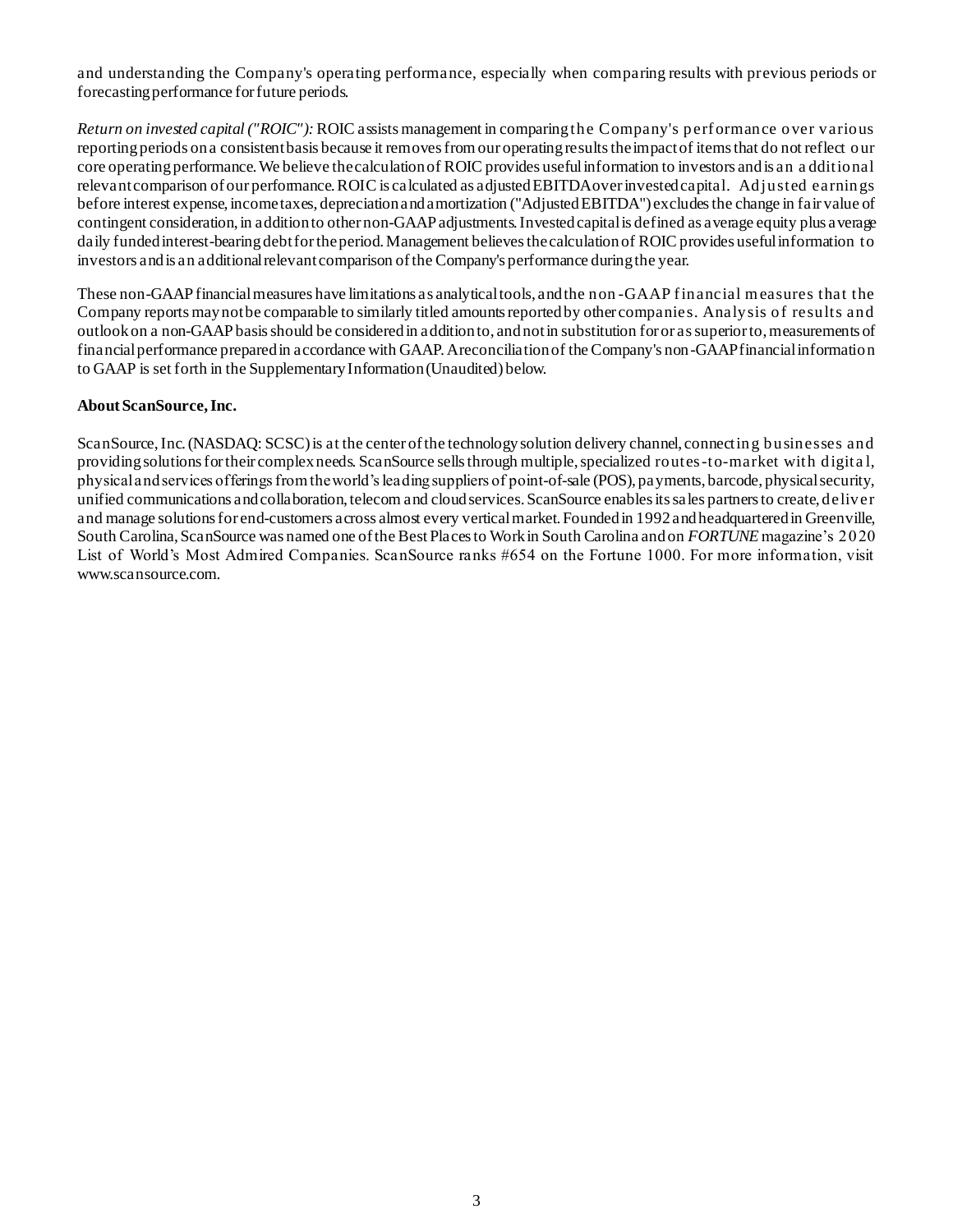and understanding the Company's operating performance, especially when comparing results with previous periods or forecasting performance for future periods.

*Return on invested capital ("ROIC"):* ROIC assists management in comparing the Company's performance over various reporting periods on a consistent basis because it removes from our operating results the impact of items that do not reflect our core operating performance. We believe the calculation of ROIC provides useful information to investors and is an additional relevant comparison of our performance. ROIC is calculated as adjusted EBITDA over invested capital. Adjusted earnings before interest expense, income taxes, depreciation and amortization ("Adjusted EBITDA") excludes the change in fair value of contingent consideration, in addition to other non-GAAP adjustments. Invested capital is defined as average equity plus average daily funded interest-bearing debt for the period. Management believes the calculation of ROIC provides useful information to investors and is an additional relevant comparison of the Company's performance during the year.

These non-GAAP financial measures have limitations as analytical tools, and the non-GAAP financial measures that the Company reports may not be comparable to similarly titled amounts reported by other companies. Analysis of results and outlook on a non-GAAP basis should be considered in addition to, and not in substitution for or as superior to, measurements of financial performance prepared in accordance with GAAP. A reconciliation of the Company's non-GAAP financial information to GAAP is set forth in the Supplementary Information (Unaudited) below.

**About ScanSource, Inc.**

ScanSource, Inc. (NASDAQ: SCSC) is at the center of the technology solution delivery channel, connecting businesses and providing solutions for their complex needs. ScanSource sells through multiple, specialized routes-to-market with digital, physical and services offerings from the world's leading suppliers of point-of-sale (POS), payments, barcode, physical security, unified communications and collaboration, telecom and cloud services. ScanSource enables its sales partners to create, deliver and manage solutions for end-customers across almost every vertical market. Founded in 1992 and headquartered in Greenville, South Carolina, ScanSource was named one of the Best Places to Work in South Carolina and on *FORTUNE* magazine's 2020 List of World's Most Admired Companies. ScanSource ranks #654 on the Fortune 1000. For more information, visit www.scansource.com.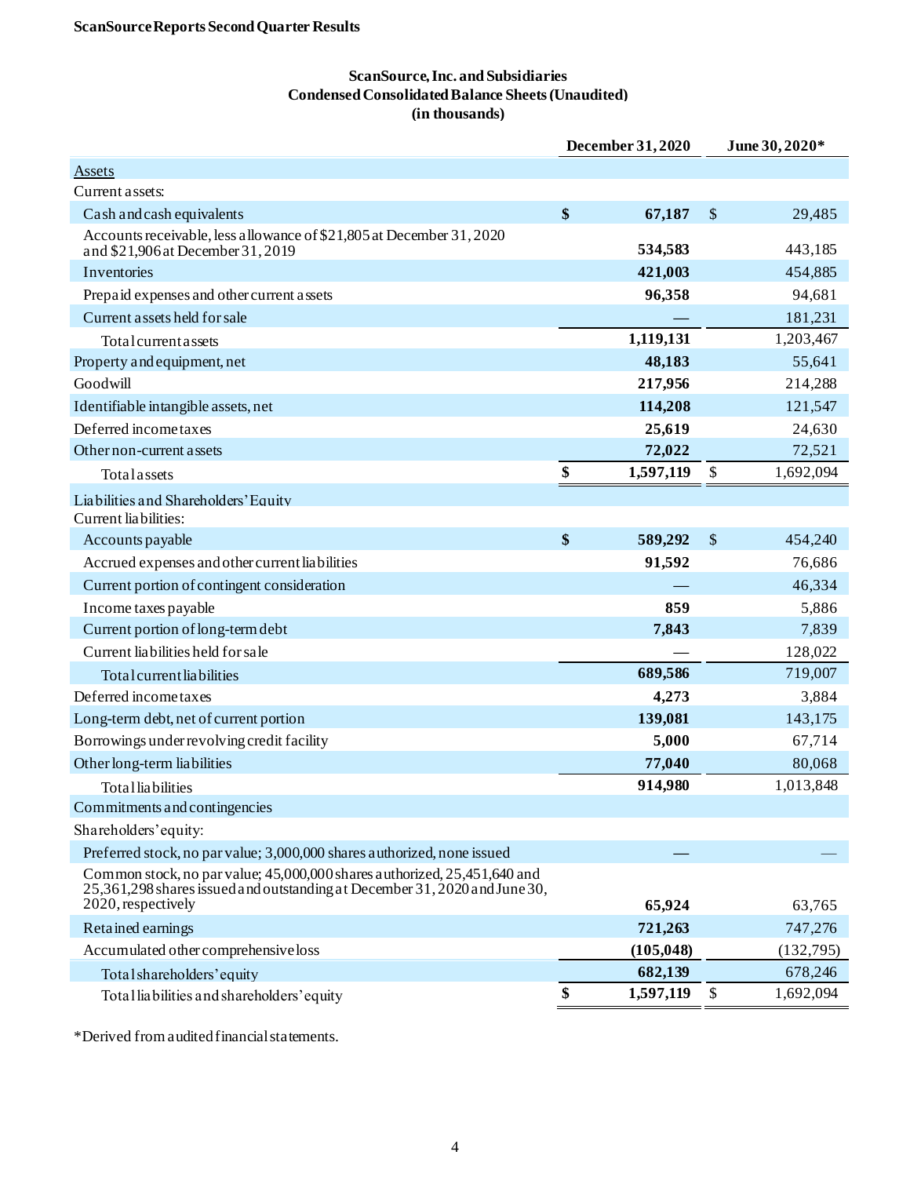**ScanSource Reports Second Quarter Results**

## ScanSource, Inc. and Subsidiaries
## Condensed Consolidated Balance Sheets (Unaudited)
## (in thousands)

| | December 31, 2020 | June 30, 2020* |
|---|---|---|
| Assets | | |
| Current assets: | | |
| Cash and cash equivalents | **$ 67,187** | $ 29,485 |
| Accounts receivable, less allowance of $21,805 at December 31, 2020 and $21,906 at December 31, 2019 | **534,583** | 443,185 |
| Inventories | **421,003** | 454,885 |
| Prepaid expenses and other current assets | **96,358** | 94,681 |
| Current assets held for sale | **—** | 181,231 |
| Total current assets | **1,119,131** | 1,203,467 |
| Property and equipment, net | **48,183** | 55,641 |
| Goodwill | **217,956** | 214,288 |
| Identifiable intangible assets, net | **114,208** | 121,547 |
| Deferred income taxes | **25,619** | 24,630 |
| Other non-current assets | **72,022** | 72,521 |
| Total assets | **$ 1,597,119** | $ 1,692,094 |
| Liabilities and Shareholders' Equity | | |
| Current liabilities: | | |
| Accounts payable | **$ 589,292** | $ 454,240 |
| Accrued expenses and other current liabilities | **91,592** | 76,686 |
| Current portion of contingent consideration | **—** | 46,334 |
| Income taxes payable | **859** | 5,886 |
| Current portion of long-term debt | **7,843** | 7,839 |
| Current liabilities held for sale | **—** | 128,022 |
| Total current liabilities | **689,586** | 719,007 |
| Deferred income taxes | **4,273** | 3,884 |
| Long-term debt, net of current portion | **139,081** | 143,175 |
| Borrowings under revolving credit facility | **5,000** | 67,714 |
| Other long-term liabilities | **77,040** | 80,068 |
| Total liabilities | **914,980** | 1,013,848 |
| Commitments and contingencies | | |
| Shareholders' equity: | | |
| Preferred stock, no par value; 3,000,000 shares authorized, none issued | **—** | — |
| Common stock, no par value; 45,000,000 shares authorized, 25,451,640 and 25,361,298 shares issued and outstanding at December 31, 2020 and June 30, 2020, respectively | **65,924** | 63,765 |
| Retained earnings | **721,263** | 747,276 |
| Accumulated other comprehensive loss | **(105,048)** | (132,795) |
| Total shareholders' equity | **682,139** | 678,246 |
| Total liabilities and shareholders' equity | **$ 1,597,119** | $ 1,692,094 |

*Derived from audited financial statements.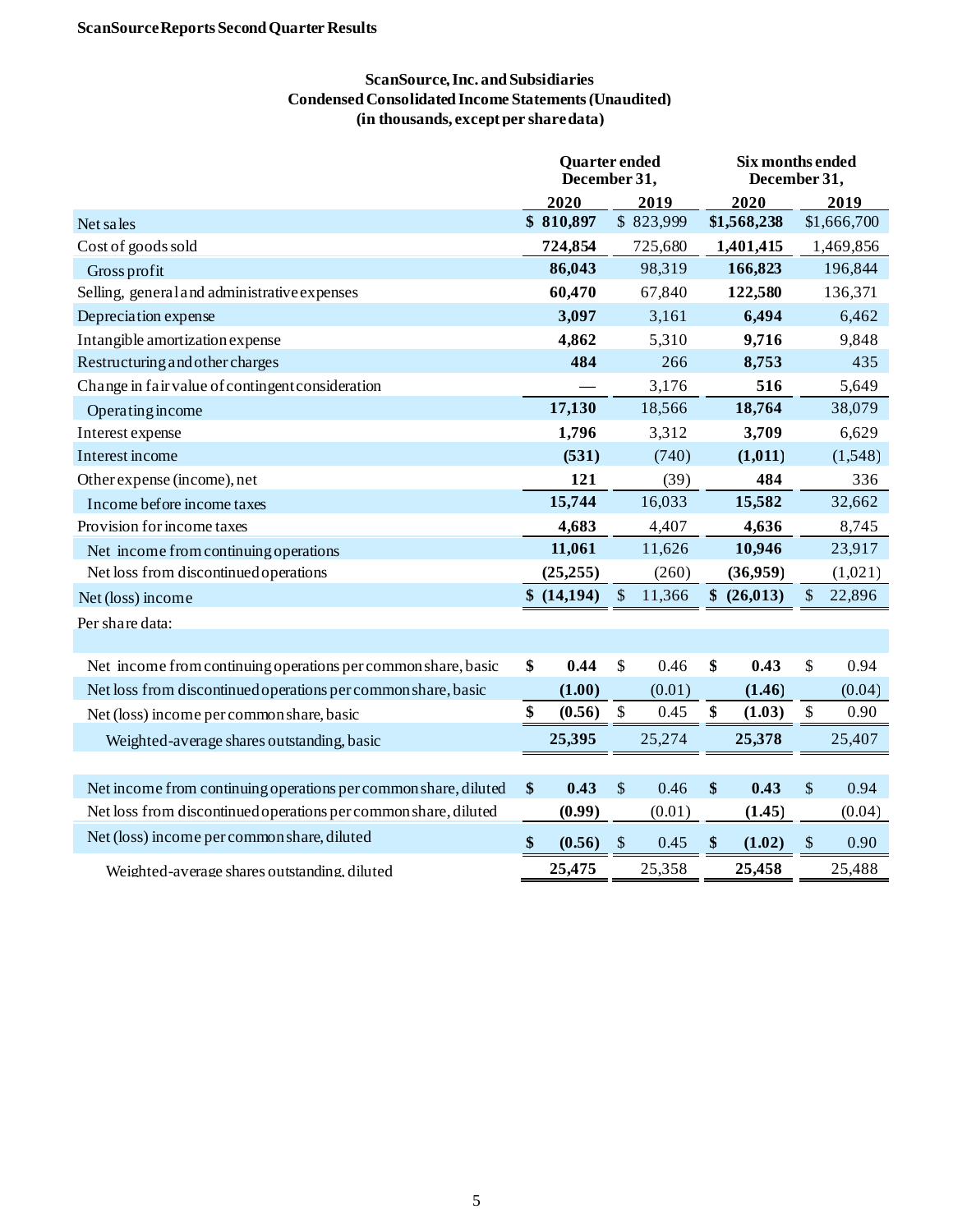**ScanSource Reports Second Quarter Results**

## ScanSource, Inc. and Subsidiaries
## Condensed Consolidated Income Statements (Unaudited)
## (in thousands, except per share data)

| | Quarter ended December 31, | | Six months ended December 31, | |
|---|---|---|---|---|
| | **2020** | **2019** | **2020** | **2019** |
| Net sales | **$ 810,897** | $ 823,999 | **$1,568,238** | $1,666,700 |
| Cost of goods sold | **724,854** | 725,680 | **1,401,415** | 1,469,856 |
| Gross profit | **86,043** | 98,319 | **166,823** | 196,844 |
| Selling, general and administrative expenses | **60,470** | 67,840 | **122,580** | 136,371 |
| Depreciation expense | **3,097** | 3,161 | **6,494** | 6,462 |
| Intangible amortization expense | **4,862** | 5,310 | **9,716** | 9,848 |
| Restructuring and other charges | **484** | 266 | **8,753** | 435 |
| Change in fair value of contingent consideration | **—** | 3,176 | **516** | 5,649 |
| Operating income | **17,130** | 18,566 | **18,764** | 38,079 |
| Interest expense | **1,796** | 3,312 | **3,709** | 6,629 |
| Interest income | **(531)** | (740) | **(1,011)** | (1,548) |
| Other expense (income), net | **121** | (39) | **484** | 336 |
| Income before income taxes | **15,744** | 16,033 | **15,582** | 32,662 |
| Provision for income taxes | **4,683** | 4,407 | **4,636** | 8,745 |
| Net income from continuing operations | **11,061** | 11,626 | **10,946** | 23,917 |
| Net loss from discontinued operations | **(25,255)** | (260) | **(36,959)** | (1,021) |
| Net (loss) income | **$ (14,194)** | $ 11,366 | **$ (26,013)** | $ 22,896 |
| Per share data: | | | | |
| Net income from continuing operations per common share, basic | **$ 0.44** | $ 0.46 | **$ 0.43** | $ 0.94 |
| Net loss from discontinued operations per common share, basic | **(1.00)** | (0.01) | **(1.46)** | (0.04) |
| Net (loss) income per common share, basic | **$ (0.56)** | $ 0.45 | **$ (1.03)** | $ 0.90 |
| Weighted-average shares outstanding, basic | **25,395** | 25,274 | **25,378** | 25,407 |
| | | | | |
| Net income from continuing operations per common share, diluted | **$ 0.43** | $ 0.46 | **$ 0.43** | $ 0.94 |
| Net loss from discontinued operations per common share, diluted | **(0.99)** | (0.01) | **(1.45)** | (0.04) |
| Net (loss) income per common share, diluted | **$ (0.56)** | $ 0.45 | **$ (1.02)** | $ 0.90 |
| Weighted-average shares outstanding, diluted | **25,475** | 25,358 | **25,458** | 25,488 |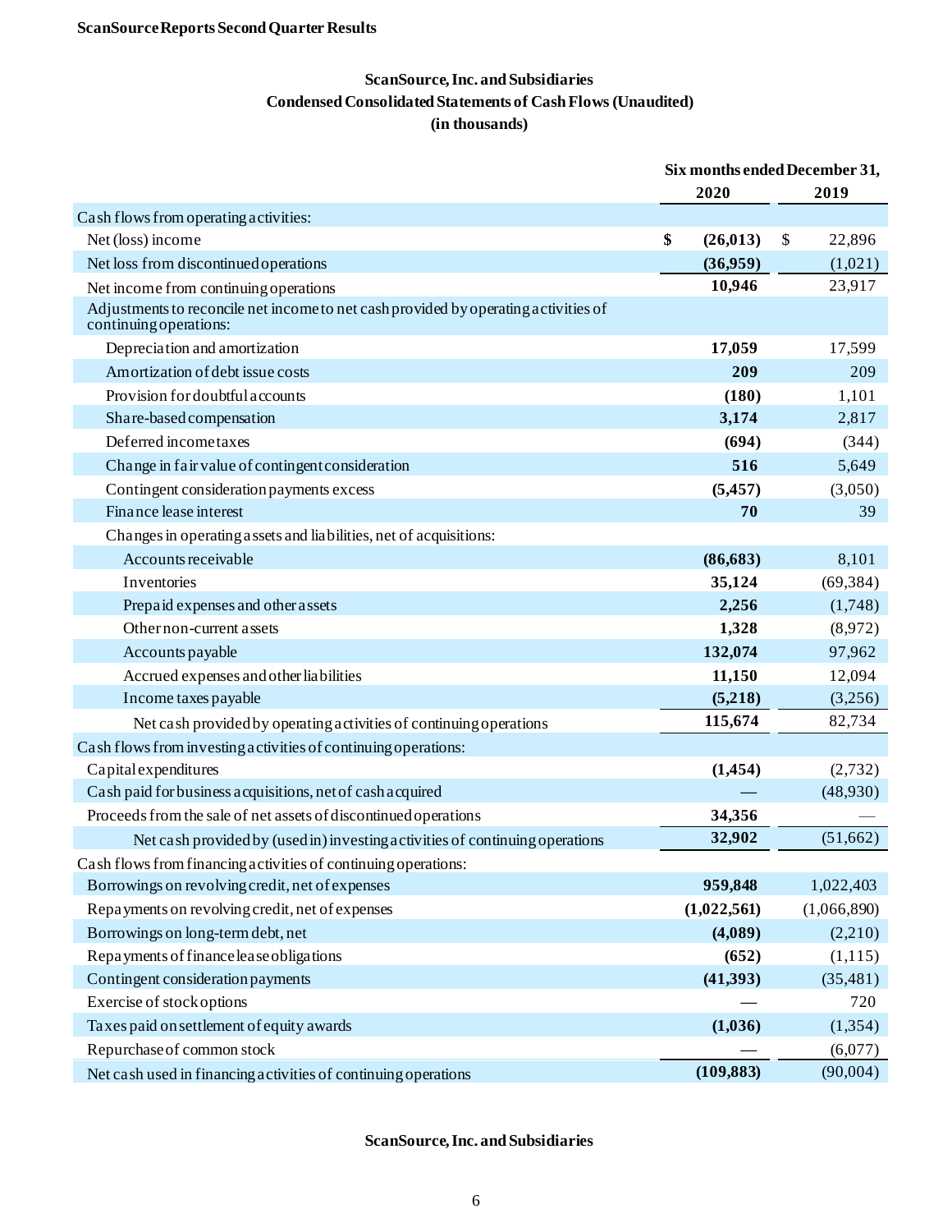**ScanSource Reports Second Quarter Results**

## ScanSource, Inc. and Subsidiaries
## Condensed Consolidated Statements of Cash Flows (Unaudited)
## (in thousands)

| | Six months ended December 31, | |
|---|---|---|
| | **2020** | **2019** |
| Cash flows from operating activities: | | |
| Net (loss) income | **$ (26,013)** | $ 22,896 |
| Net loss from discontinued operations | **(36,959)** | (1,021) |
| Net income from continuing operations | **10,946** | 23,917 |
| Adjustments to reconcile net income to net cash provided by operating activities of continuing operations: | | |
| Depreciation and amortization | **17,059** | 17,599 |
| Amortization of debt issue costs | **209** | 209 |
| Provision for doubtful accounts | **(180)** | 1,101 |
| Share-based compensation | **3,174** | 2,817 |
| Deferred income taxes | **(694)** | (344) |
| Change in fair value of contingent consideration | **516** | 5,649 |
| Contingent consideration payments excess | **(5,457)** | (3,050) |
| Finance lease interest | **70** | 39 |
| Changes in operating assets and liabilities, net of acquisitions: | | |
| Accounts receivable | **(86,683)** | 8,101 |
| Inventories | **35,124** | (69,384) |
| Prepaid expenses and other assets | **2,256** | (1,748) |
| Other non-current assets | **1,328** | (8,972) |
| Accounts payable | **132,074** | 97,962 |
| Accrued expenses and other liabilities | **11,150** | 12,094 |
| Income taxes payable | **(5,218)** | (3,256) |
| Net cash provided by operating activities of continuing operations | **115,674** | 82,734 |
| Cash flows from investing activities of continuing operations: | | |
| Capital expenditures | **(1,454)** | (2,732) |
| Cash paid for business acquisitions, net of cash acquired | **—** | (48,930) |
| Proceeds from the sale of net assets of discontinued operations | **34,356** | — |
| Net cash provided by (used in) investing activities of continuing operations | **32,902** | (51,662) |
| Cash flows from financing activities of continuing operations: | | |
| Borrowings on revolving credit, net of expenses | **959,848** | 1,022,403 |
| Repayments on revolving credit, net of expenses | **(1,022,561)** | (1,066,890) |
| Borrowings on long-term debt, net | **(4,089)** | (2,210) |
| Repayments of finance lease obligations | **(652)** | (1,115) |
| Contingent consideration payments | **(41,393)** | (35,481) |
| Exercise of stock options | **—** | 720 |
| Taxes paid on settlement of equity awards | **(1,036)** | (1,354) |
| Repurchase of common stock | **—** | (6,077) |
| Net cash used in financing activities of continuing operations | **(109,883)** | (90,004) |

**ScanSource, Inc. and Subsidiaries**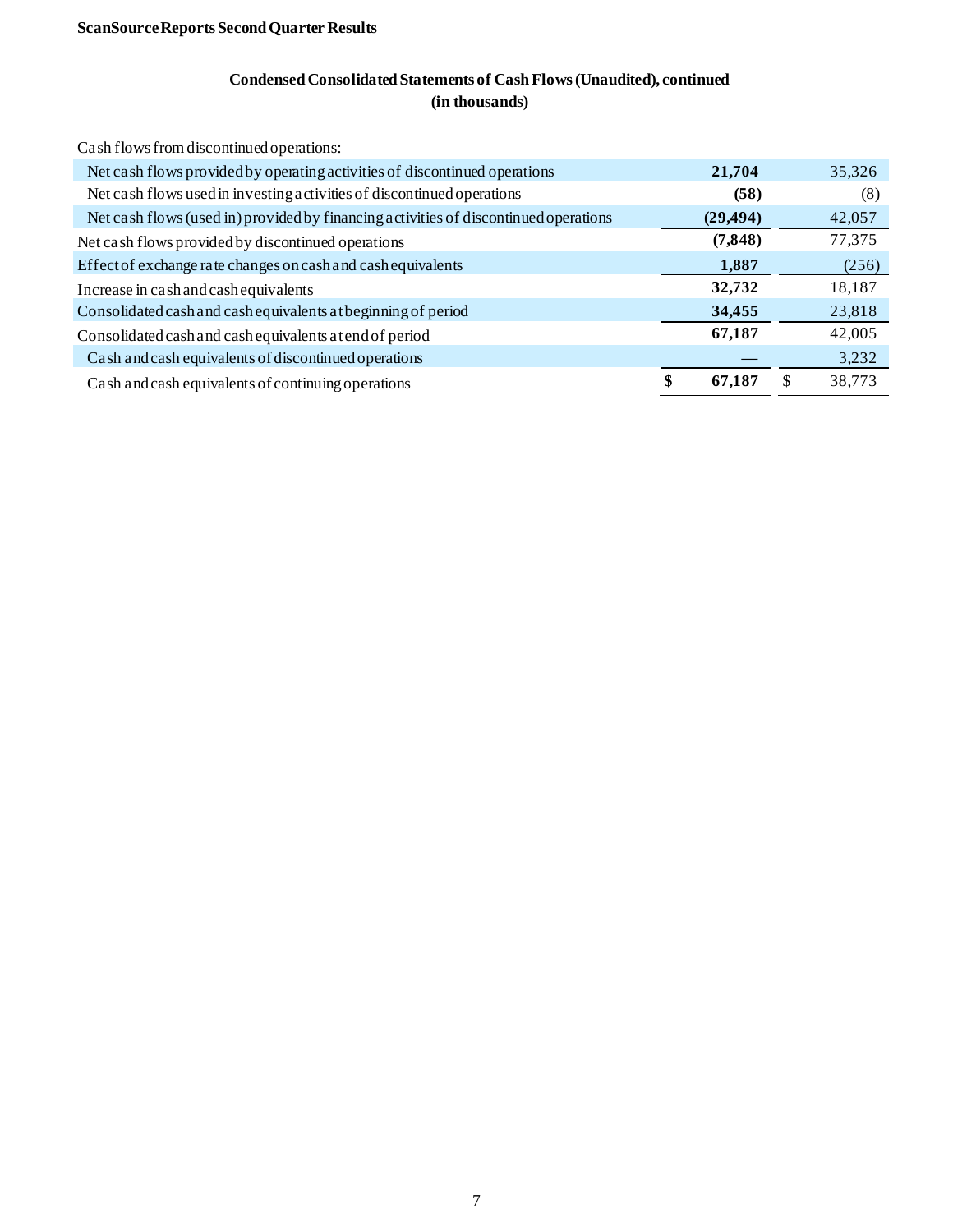## Condensed Consolidated Statements of Cash Flows (Unaudited), continued
**(in thousands)**

| | | |
|---|---|---|
| Cash flows from discontinued operations: | | |
| Net cash flows provided by operating activities of discontinued operations | **21,704** | 35,326 |
| Net cash flows used in investing activities of discontinued operations | **(58)** | (8) |
| Net cash flows (used in) provided by financing activities of discontinued operations | **(29,494)** | 42,057 |
| Net cash flows provided by discontinued operations | **(7,848)** | 77,375 |
| Effect of exchange rate changes on cash and cash equivalents | **1,887** | (256) |
| Increase in cash and cash equivalents | **32,732** | 18,187 |
| Consolidated cash and cash equivalents at beginning of period | **34,455** | 23,818 |
| Consolidated cash and cash equivalents at end of period | **67,187** | 42,005 |
| Cash and cash equivalents of discontinued operations | **—** | 3,232 |
| Cash and cash equivalents of continuing operations | **$ 67,187** | $ 38,773 |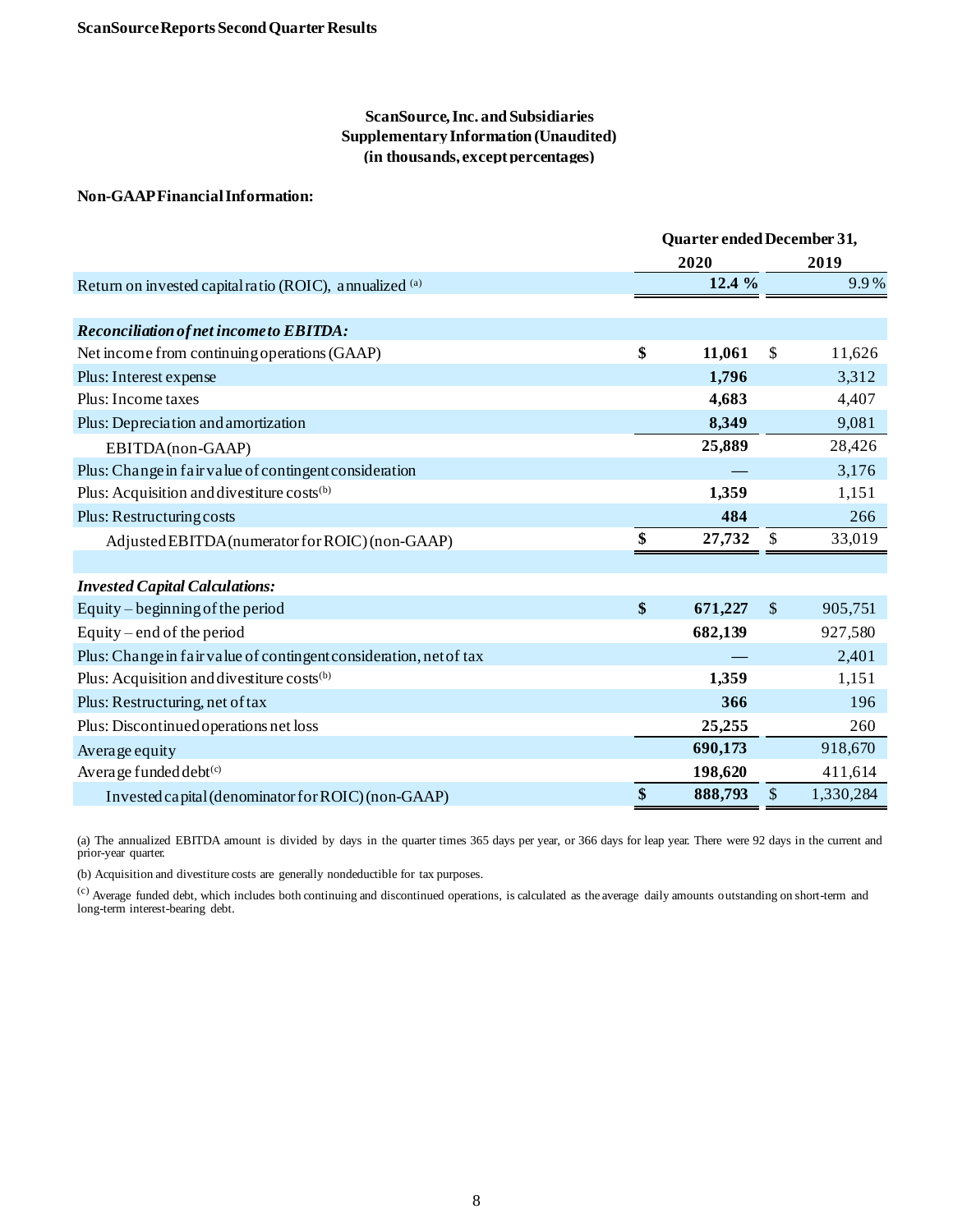**ScanSource Reports Second Quarter Results**

## ScanSource, Inc. and Subsidiaries
## Supplementary Information (Unaudited)
## (in thousands, except percentages)

**Non-GAAP Financial Information:**

| | Quarter ended December 31, | |
|---|---|---|
| | **2020** | **2019** |
| Return on invested capital ratio (ROIC), annualized [(a)] | **12.4 %** | 9.9 % |
| | | |
| ***Reconciliation of net income to EBITDA:*** | | |
| Net income from continuing operations (GAAP) | **$ 11,061** | $ 11,626 |
| Plus: Interest expense | **1,796** | 3,312 |
| Plus: Income taxes | **4,683** | 4,407 |
| Plus: Depreciation and amortization | **8,349** | 9,081 |
| EBITDA (non-GAAP) | **25,889** | 28,426 |
| Plus: Change in fair value of contingent consideration | **—** | 3,176 |
| Plus: Acquisition and divestiture costs[(b)] | **1,359** | 1,151 |
| Plus: Restructuring costs | **484** | 266 |
| Adjusted EBITDA (numerator for ROIC) (non-GAAP) | **$ 27,732** | $ 33,019 |
| | | |
| ***Invested Capital Calculations:*** | | |
| Equity – beginning of the period | **$ 671,227** | $ 905,751 |
| Equity – end of the period | **682,139** | 927,580 |
| Plus: Change in fair value of contingent consideration, net of tax | **—** | 2,401 |
| Plus: Acquisition and divestiture costs[(b)] | **1,359** | 1,151 |
| Plus: Restructuring, net of tax | **366** | 196 |
| Plus: Discontinued operations net loss | **25,255** | 260 |
| Average equity | **690,173** | 918,670 |
| Average funded debt[(c)] | **198,620** | 411,614 |
| Invested capital (denominator for ROIC) (non-GAAP) | **$ 888,793** | $ 1,330,284 |

(a) The annualized EBITDA amount is divided by days in the quarter times 365 days per year, or 366 days for leap year. There were 92 days in the current and prior-year quarter.

(b) Acquisition and divestiture costs are generally nondeductible for tax purposes.

(c) Average funded debt, which includes both continuing and discontinued operations, is calculated as the average daily amounts outstanding on short-term and long-term interest-bearing debt.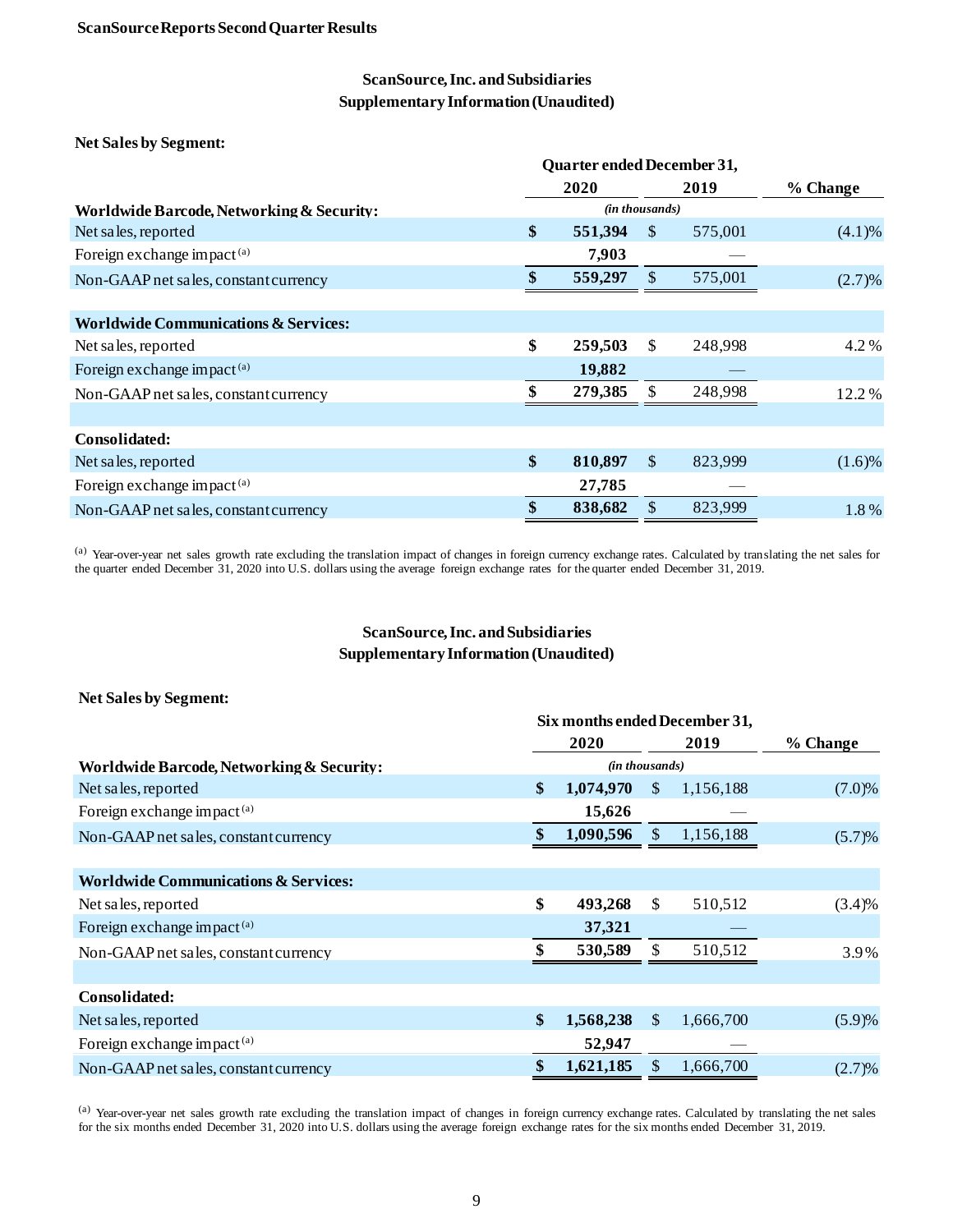**ScanSource Reports Second Quarter Results**

## ScanSource, Inc. and Subsidiaries
## Supplementary Information (Unaudited)

**Net Sales by Segment:**

| | Quarter ended December 31, | | |
|---|---|---|---|
| | 2020 | 2019 | % Change |
| **Worldwide Barcode, Networking & Security:** | *(in thousands)* | | |
| Net sales, reported | **$ 551,394** | $ 575,001 | (4.1)% |
| Foreign exchange impact [(a)] | **7,903** | — | |
| Non-GAAP net sales, constant currency | **$ 559,297** | $ 575,001 | (2.7)% |
| | | | |
| **Worldwide Communications & Services:** | | | |
| Net sales, reported | **$ 259,503** | $ 248,998 | 4.2 % |
| Foreign exchange impact [(a)] | **19,882** | — | |
| Non-GAAP net sales, constant currency | **$ 279,385** | $ 248,998 | 12.2 % |
| | | | |
| **Consolidated:** | | | |
| Net sales, reported | **$ 810,897** | $ 823,999 | (1.6)% |
| Foreign exchange impact [(a)] | **27,785** | — | |
| Non-GAAP net sales, constant currency | **$ 838,682** | $ 823,999 | 1.8 % |

[(a)] Year-over-year net sales growth rate excluding the translation impact of changes in foreign currency exchange rates. Calculated by translating the net sales for the quarter ended December 31, 2020 into U.S. dollars using the average foreign exchange rates for the quarter ended December 31, 2019.

## ScanSource, Inc. and Subsidiaries
## Supplementary Information (Unaudited)

**Net Sales by Segment:**

| | Six months ended December 31, | | |
|---|---|---|---|
| | 2020 | 2019 | % Change |
| **Worldwide Barcode, Networking & Security:** | *(in thousands)* | | |
| Net sales, reported | **$ 1,074,970** | $ 1,156,188 | (7.0)% |
| Foreign exchange impact [(a)] | **15,626** | — | |
| Non-GAAP net sales, constant currency | **$ 1,090,596** | $ 1,156,188 | (5.7)% |
| | | | |
| **Worldwide Communications & Services:** | | | |
| Net sales, reported | **$ 493,268** | $ 510,512 | (3.4)% |
| Foreign exchange impact [(a)] | **37,321** | — | |
| Non-GAAP net sales, constant currency | **$ 530,589** | $ 510,512 | 3.9% |
| | | | |
| **Consolidated:** | | | |
| Net sales, reported | **$ 1,568,238** | $ 1,666,700 | (5.9)% |
| Foreign exchange impact [(a)] | **52,947** | — | |
| Non-GAAP net sales, constant currency | **$ 1,621,185** | $ 1,666,700 | (2.7)% |

[(a)] Year-over-year net sales growth rate excluding the translation impact of changes in foreign currency exchange rates. Calculated by translating the net sales for the six months ended December 31, 2020 into U.S. dollars using the average foreign exchange rates for the six months ended December 31, 2019.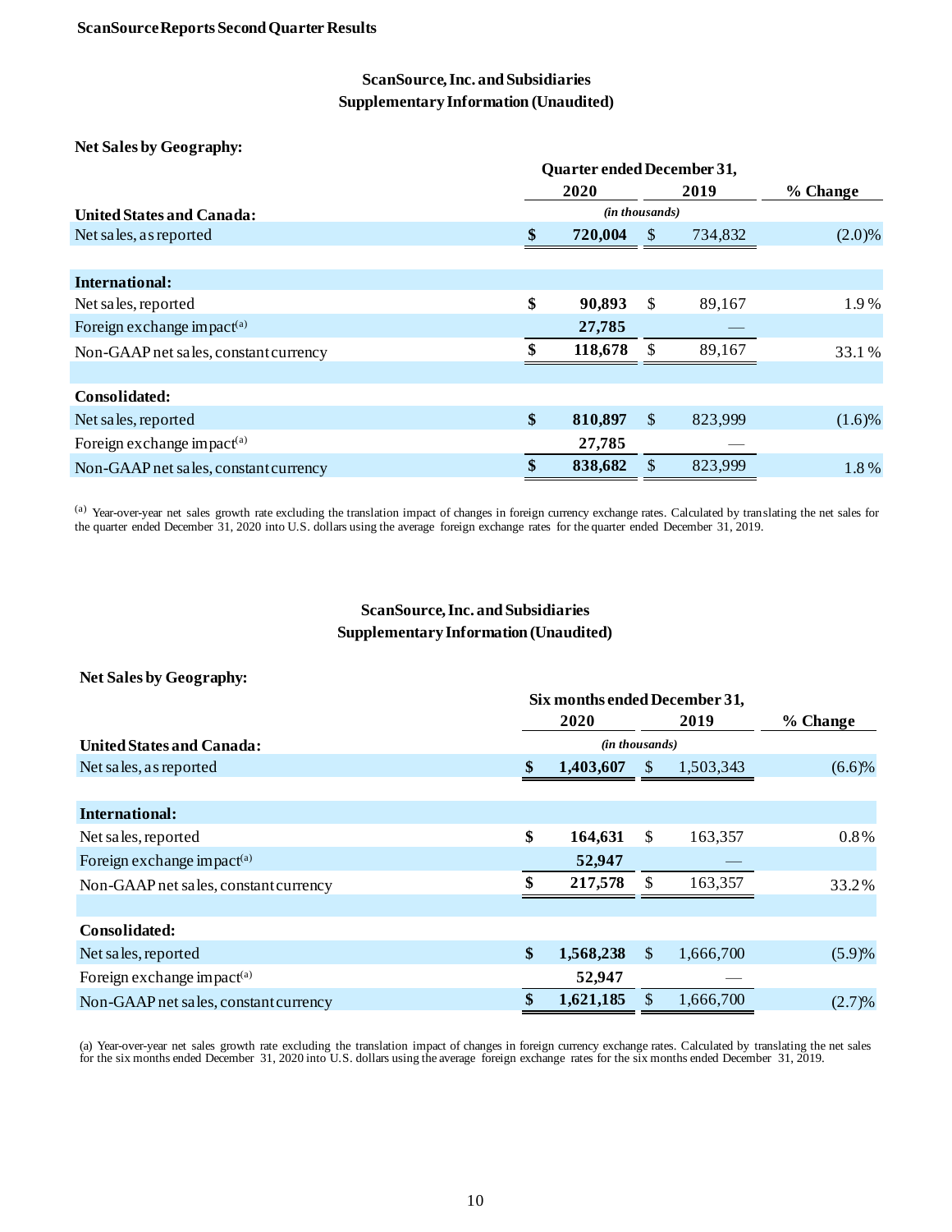**ScanSource Reports Second Quarter Results**

## ScanSource, Inc. and Subsidiaries
## Supplementary Information (Unaudited)

**Net Sales by Geography:**

| | Quarter ended December 31, | | |
|---|---|---|---|
| | 2020 | 2019 | % Change |
| | *(in thousands)* | | |
| **United States and Canada:** | | | |
| Net sales, as reported | $ 720,004 | $ 734,832 | (2.0)% |
| | | | |
| **International:** | | | |
| Net sales, reported | $ 90,893 | $ 89,167 | 1.9 % |
| Foreign exchange impact[(a)] | 27,785 | — | |
| Non-GAAP net sales, constant currency | $ 118,678 | $ 89,167 | 33.1 % |
| | | | |
| **Consolidated:** | | | |
| Net sales, reported | $ 810,897 | $ 823,999 | (1.6)% |
| Foreign exchange impact[(a)] | 27,785 | — | |
| Non-GAAP net sales, constant currency | $ 838,682 | $ 823,999 | 1.8 % |

[(a)] Year-over-year net sales growth rate excluding the translation impact of changes in foreign currency exchange rates. Calculated by translating the net sales for the quarter ended December 31, 2020 into U.S. dollars using the average foreign exchange rates for the quarter ended December 31, 2019.

## ScanSource, Inc. and Subsidiaries
## Supplementary Information (Unaudited)

**Net Sales by Geography:**

| | Six months ended December 31, | | |
|---|---|---|---|
| | 2020 | 2019 | % Change |
| | *(in thousands)* | | |
| **United States and Canada:** | | | |
| Net sales, as reported | $ 1,403,607 | $ 1,503,343 | (6.6)% |
| | | | |
| **International:** | | | |
| Net sales, reported | $ 164,631 | $ 163,357 | 0.8% |
| Foreign exchange impact[(a)] | 52,947 | — | |
| Non-GAAP net sales, constant currency | $ 217,578 | $ 163,357 | 33.2% |
| | | | |
| **Consolidated:** | | | |
| Net sales, reported | $ 1,568,238 | $ 1,666,700 | (5.9)% |
| Foreign exchange impact[(a)] | 52,947 | — | |
| Non-GAAP net sales, constant currency | $ 1,621,185 | $ 1,666,700 | (2.7)% |

(a) Year-over-year net sales growth rate excluding the translation impact of changes in foreign currency exchange rates. Calculated by translating the net sales for the six months ended December 31, 2020 into U.S. dollars using the average foreign exchange rates for the six months ended December 31, 2019.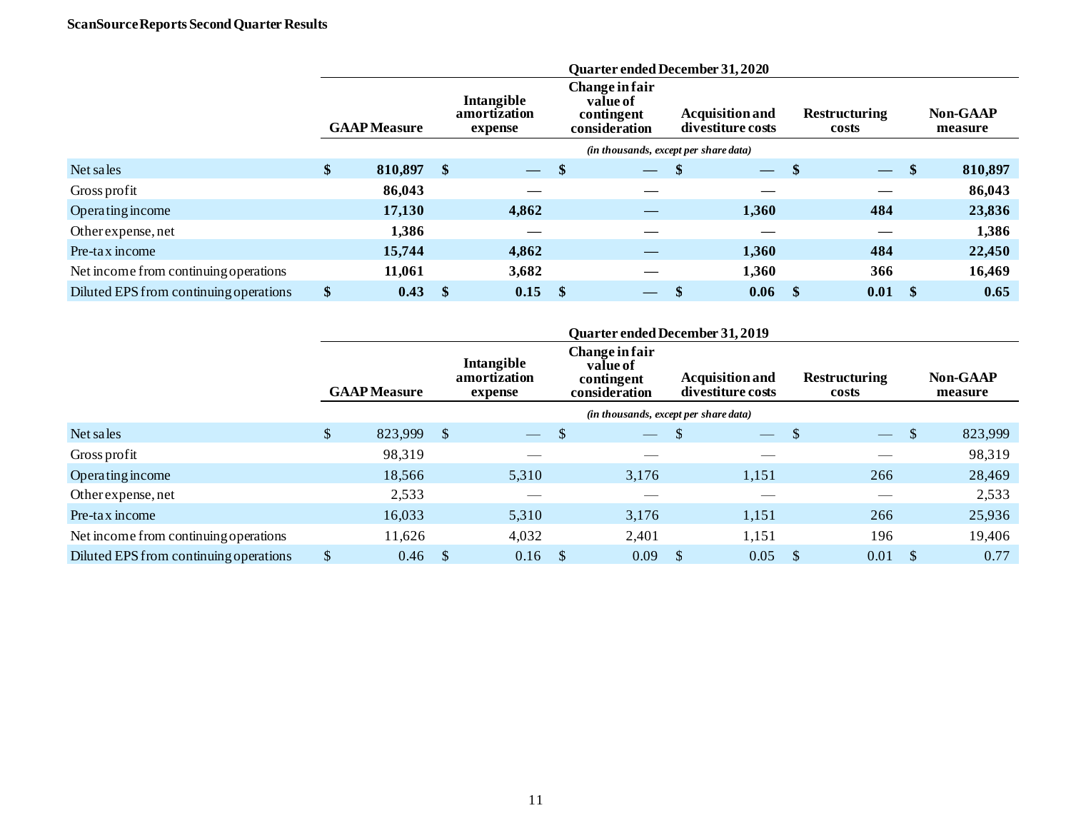**ScanSource Reports Second Quarter Results**

| | Quarter ended December 31, 2020 | | | | | |
|---|---|---|---|---|---|---|
| | **GAAP Measure** | **Intangible amortization expense** | **Change in fair value of contingent consideration** | **Acquisition and divestiture costs** | **Restructuring costs** | **Non-GAAP measure** |
| | *(in thousands, except per share data)* | | | | | |
| Net sales | **$ 810,897** | **$ —** | **$ —** | **$ —** | **$ —** | **$ 810,897** |
| Gross profit | **86,043** | **—** | **—** | **—** | **—** | **86,043** |
| Operating income | **17,130** | **4,862** | **—** | **1,360** | **484** | **23,836** |
| Other expense, net | **1,386** | **—** | **—** | **—** | **—** | **1,386** |
| Pre-tax income | **15,744** | **4,862** | **—** | **1,360** | **484** | **22,450** |
| Net income from continuing operations | **11,061** | **3,682** | **—** | **1,360** | **366** | **16,469** |
| Diluted EPS from continuing operations | **$ 0.43** | **$ 0.15** | **$ —** | **$ 0.06** | **$ 0.01** | **$ 0.65** |

| | Quarter ended December 31, 2019 | | | | | |
|---|---|---|---|---|---|---|
| | **GAAP Measure** | **Intangible amortization expense** | **Change in fair value of contingent consideration** | **Acquisition and divestiture costs** | **Restructuring costs** | **Non-GAAP measure** |
| | *(in thousands, except per share data)* | | | | | |
| Net sales | $ 823,999 | $ — | $ — | $ — | $ — | $ 823,999 |
| Gross profit | 98,319 | — | — | — | — | 98,319 |
| Operating income | 18,566 | 5,310 | 3,176 | 1,151 | 266 | 28,469 |
| Other expense, net | 2,533 | — | — | — | — | 2,533 |
| Pre-tax income | 16,033 | 5,310 | 3,176 | 1,151 | 266 | 25,936 |
| Net income from continuing operations | 11,626 | 4,032 | 2,401 | 1,151 | 196 | 19,406 |
| Diluted EPS from continuing operations | $ 0.46 | $ 0.16 | $ 0.09 | $ 0.05 | $ 0.01 | $ 0.77 |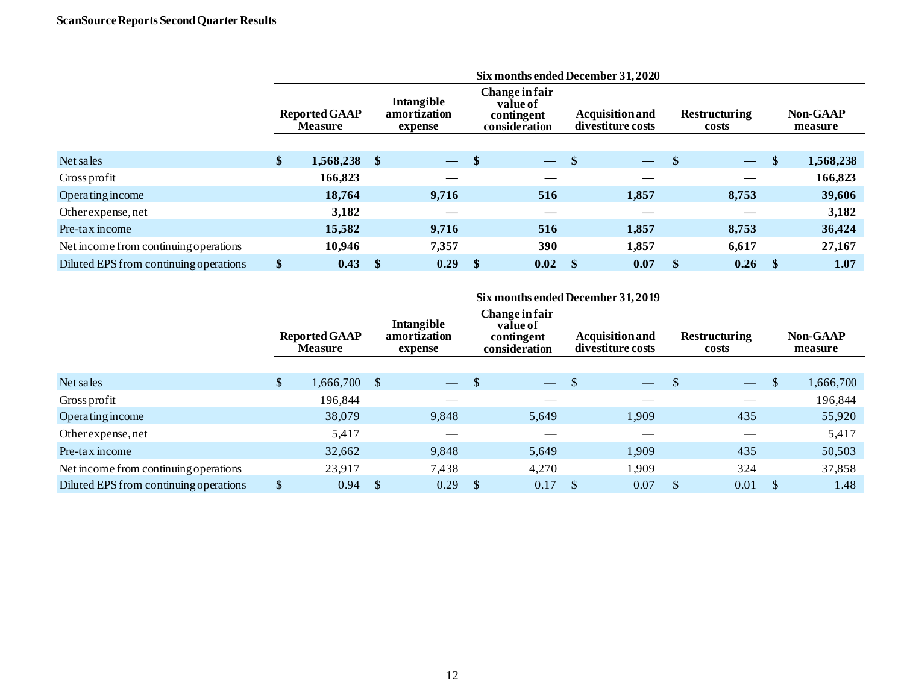**ScanSource Reports Second Quarter Results**

| | Six months ended December 31, 2020 | | | | | |
|---|---|---|---|---|---|---|
| | **Reported GAAP Measure** | **Intangible amortization expense** | **Change in fair value of contingent consideration** | **Acquisition and divestiture costs** | **Restructuring costs** | **Non-GAAP measure** |
| Net sales | **$ 1,568,238** | **$ —** | **$ —** | **$ —** | **$ —** | **$ 1,568,238** |
| Gross profit | **166,823** | **—** | **—** | **—** | **—** | **166,823** |
| Operating income | **18,764** | **9,716** | **516** | **1,857** | **8,753** | **39,606** |
| Other expense, net | **3,182** | **—** | **—** | **—** | **—** | **3,182** |
| Pre-tax income | **15,582** | **9,716** | **516** | **1,857** | **8,753** | **36,424** |
| Net income from continuing operations | **10,946** | **7,357** | **390** | **1,857** | **6,617** | **27,167** |
| Diluted EPS from continuing operations | **$ 0.43** | **$ 0.29** | **$ 0.02** | **$ 0.07** | **$ 0.26** | **$ 1.07** |

| | Six months ended December 31, 2019 | | | | | |
|---|---|---|---|---|---|---|
| | **Reported GAAP Measure** | **Intangible amortization expense** | **Change in fair value of contingent consideration** | **Acquisition and divestiture costs** | **Restructuring costs** | **Non-GAAP measure** |
| Net sales | $ 1,666,700 | $ — | $ — | $ — | $ — | $ 1,666,700 |
| Gross profit | 196,844 | — | — | — | — | 196,844 |
| Operating income | 38,079 | 9,848 | 5,649 | 1,909 | 435 | 55,920 |
| Other expense, net | 5,417 | — | — | — | — | 5,417 |
| Pre-tax income | 32,662 | 9,848 | 5,649 | 1,909 | 435 | 50,503 |
| Net income from continuing operations | 23,917 | 7,438 | 4,270 | 1,909 | 324 | 37,858 |
| Diluted EPS from continuing operations | $ 0.94 | $ 0.29 | $ 0.17 | $ 0.07 | $ 0.01 | $ 1.48 |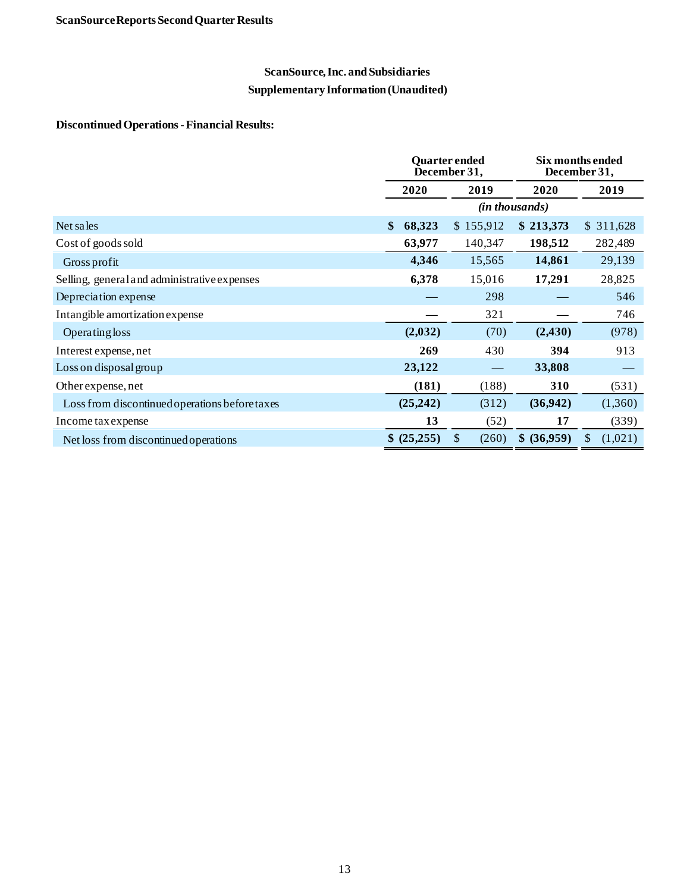ScanSource Reports Second Quarter Results

## ScanSource, Inc. and Subsidiaries
## Supplementary Information (Unaudited)

**Discontinued Operations - Financial Results:**

| | Quarter ended December 31, | | Six months ended December 31, | |
|---|---|---|---|---|
| | **2020** | **2019** | **2020** | **2019** |
| | *(in thousands)* | | | |
| Net sales | **$ 68,323** | $ 155,912 | **$ 213,373** | $ 311,628 |
| Cost of goods sold | **63,977** | 140,347 | **198,512** | 282,489 |
| Gross profit | **4,346** | 15,565 | **14,861** | 29,139 |
| Selling, general and administrative expenses | **6,378** | 15,016 | **17,291** | 28,825 |
| Depreciation expense | **—** | 298 | **—** | 546 |
| Intangible amortization expense | **—** | 321 | **—** | 746 |
| Operating loss | **(2,032)** | (70) | **(2,430)** | (978) |
| Interest expense, net | **269** | 430 | **394** | 913 |
| Loss on disposal group | **23,122** | — | **33,808** | — |
| Other expense, net | **(181)** | (188) | **310** | (531) |
| Loss from discontinued operations before taxes | **(25,242)** | (312) | **(36,942)** | (1,360) |
| Income tax expense | **13** | (52) | **17** | (339) |
| Net loss from discontinued operations | **$ (25,255)** | $ (260) | **$ (36,959)** | $ (1,021) |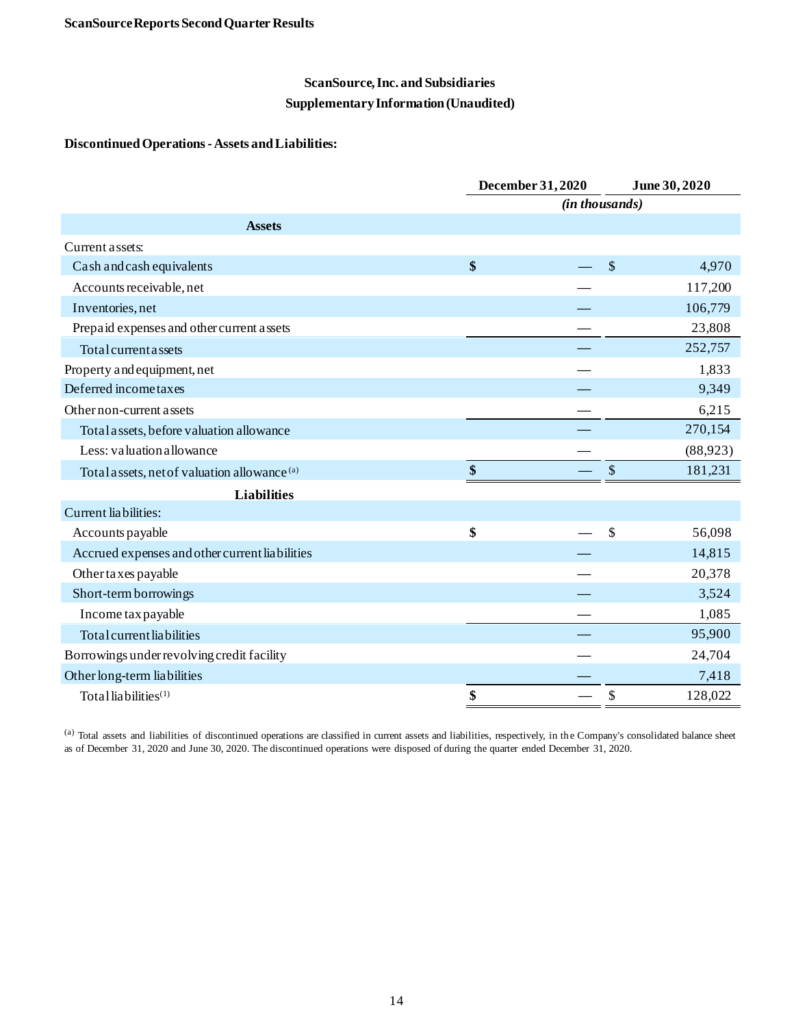**ScanSource Reports Second Quarter Results**

## ScanSource, Inc. and Subsidiaries
## Supplementary Information (Unaudited)

### Discontinued Operations - Assets and Liabilities:

| | December 31, 2020 | June 30, 2020 |
|---|---|---|
| | *(in thousands)* | |
| **Assets** | | |
| Current assets: | | |
| Cash and cash equivalents | $ — | $ 4,970 |
| Accounts receivable, net | — | 117,200 |
| Inventories, net | — | 106,779 |
| Prepaid expenses and other current assets | — | 23,808 |
| Total current assets | — | 252,757 |
| Property and equipment, net | — | 1,833 |
| Deferred income taxes | — | 9,349 |
| Other non-current assets | — | 6,215 |
| Total assets, before valuation allowance | — | 270,154 |
| Less: valuation allowance | — | (88,923) |
| Total assets, net of valuation allowance [(a)] | $ — | $ 181,231 |
| **Liabilities** | | |
| Current liabilities: | | |
| Accounts payable | $ — | $ 56,098 |
| Accrued expenses and other current liabilities | — | 14,815 |
| Other taxes payable | — | 20,378 |
| Short-term borrowings | — | 3,524 |
| Income tax payable | — | 1,085 |
| Total current liabilities | — | 95,900 |
| Borrowings under revolving credit facility | — | 24,704 |
| Other long-term liabilities | — | 7,418 |
| Total liabilities[(1)] | $ — | $ 128,022 |

[(a)] Total assets and liabilities of discontinued operations are classified in current assets and liabilities, respectively, in the Company's consolidated balance sheet as of December 31, 2020 and June 30, 2020. The discontinued operations were disposed of during the quarter ended December 31, 2020.